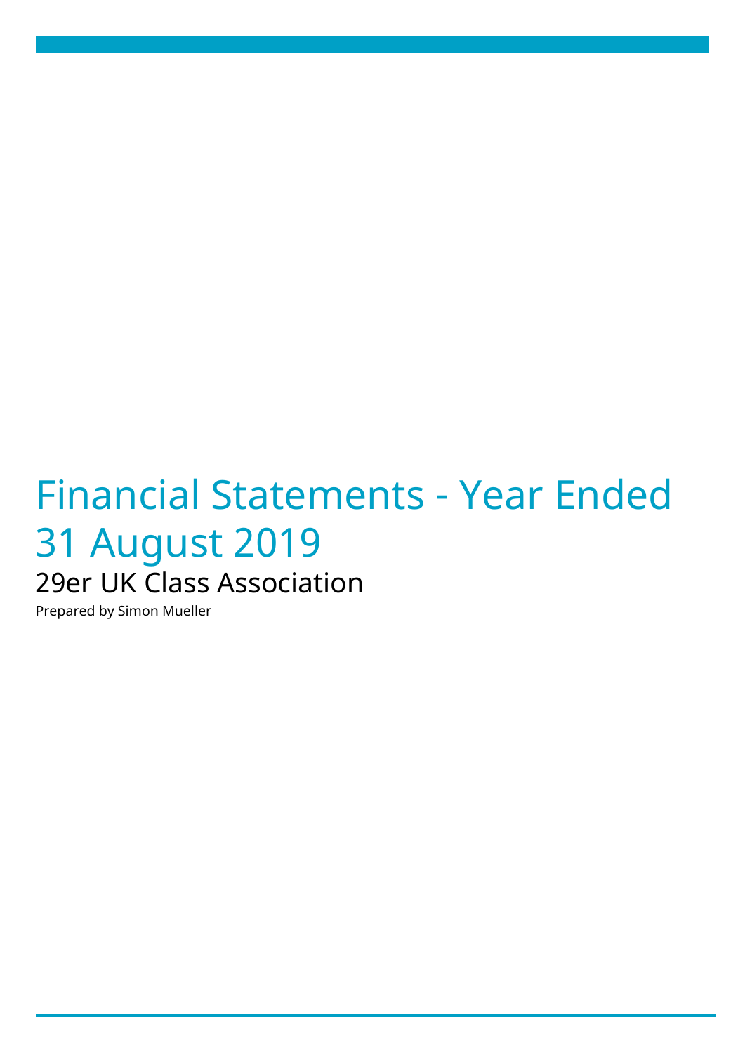# Financial Statements - Year Ended 31 August 2019

## 29er UK Class Association

Prepared by Simon Mueller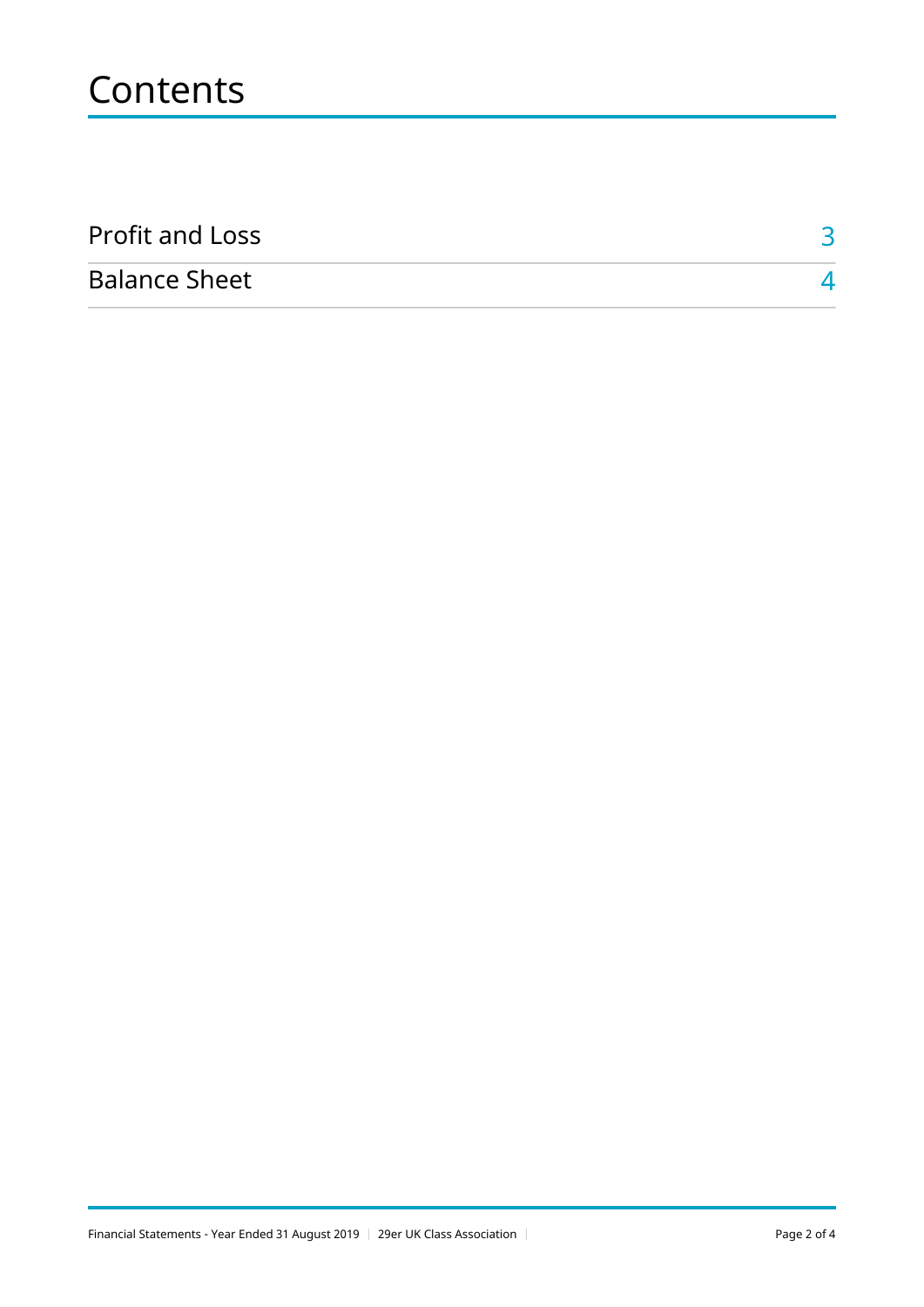# Contents

| | |
|---|---|
| Profit and Loss | 3 |
| Balance Sheet | 4 |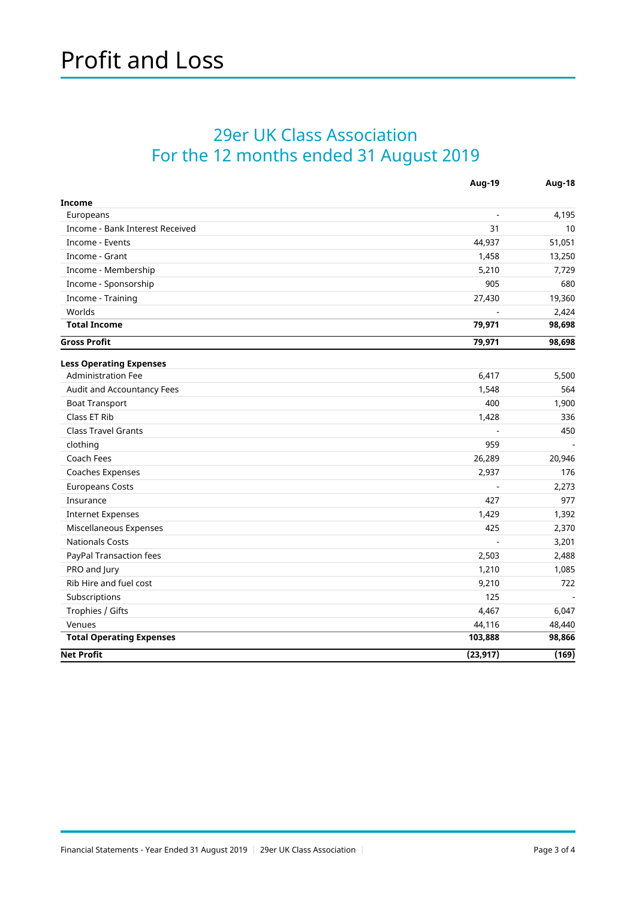# Profit and Loss

## 29er UK Class Association
## For the 12 months ended 31 August 2019

| | Aug-19 | Aug-18 |
|---|---|---|
| **Income** | | |
| Europeans | - | 4,195 |
| Income - Bank Interest Received | 31 | 10 |
| Income - Events | 44,937 | 51,051 |
| Income - Grant | 1,458 | 13,250 |
| Income - Membership | 5,210 | 7,729 |
| Income - Sponsorship | 905 | 680 |
| Income - Training | 27,430 | 19,360 |
| Worlds | - | 2,424 |
| **Total Income** | **79,971** | **98,698** |
| **Gross Profit** | **79,971** | **98,698** |
| **Less Operating Expenses** | | |
| Administration Fee | 6,417 | 5,500 |
| Audit and Accountancy Fees | 1,548 | 564 |
| Boat Transport | 400 | 1,900 |
| Class ET Rib | 1,428 | 336 |
| Class Travel Grants | - | 450 |
| clothing | 959 | - |
| Coach Fees | 26,289 | 20,946 |
| Coaches Expenses | 2,937 | 176 |
| Europeans Costs | - | 2,273 |
| Insurance | 427 | 977 |
| Internet Expenses | 1,429 | 1,392 |
| Miscellaneous Expenses | 425 | 2,370 |
| Nationals Costs | - | 3,201 |
| PayPal Transaction fees | 2,503 | 2,488 |
| PRO and Jury | 1,210 | 1,085 |
| Rib Hire and fuel cost | 9,210 | 722 |
| Subscriptions | 125 | - |
| Trophies / Gifts | 4,467 | 6,047 |
| Venues | 44,116 | 48,440 |
| **Total Operating Expenses** | **103,888** | **98,866** |
| **Net Profit** | **(23,917)** | **(169)** |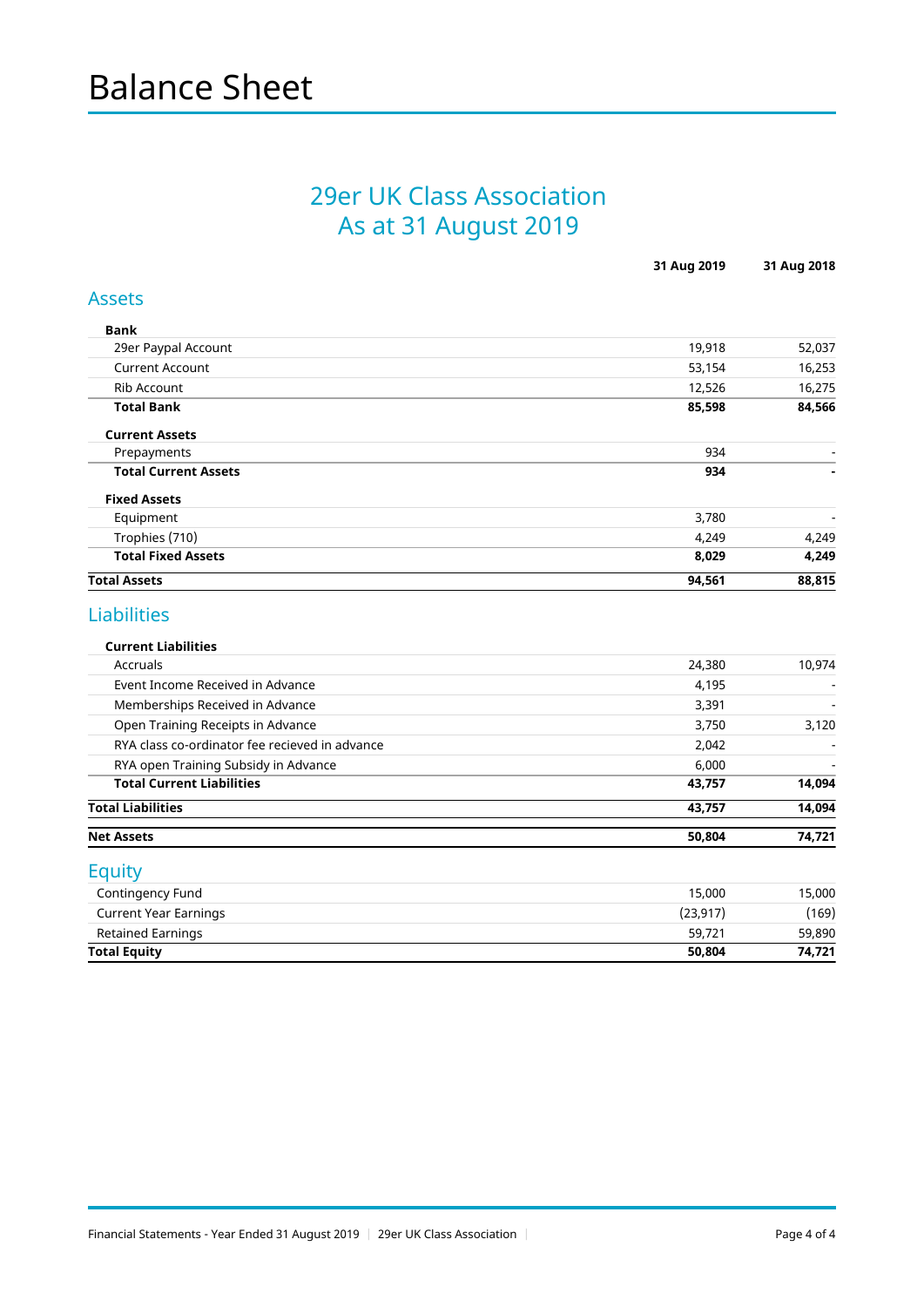# Balance Sheet

## 29er UK Class Association
## As at 31 August 2019

| | 31 Aug 2019 | 31 Aug 2018 |
|---|---|---|
| **Assets** | | |
| **Bank** | | |
| 29er Paypal Account | 19,918 | 52,037 |
| Current Account | 53,154 | 16,253 |
| Rib Account | 12,526 | 16,275 |
| **Total Bank** | **85,598** | **84,566** |
| **Current Assets** | | |
| Prepayments | 934 | - |
| **Total Current Assets** | **934** | **-** |
| **Fixed Assets** | | |
| Equipment | 3,780 | - |
| Trophies (710) | 4,249 | 4,249 |
| **Total Fixed Assets** | **8,029** | **4,249** |
| **Total Assets** | **94,561** | **88,815** |
| **Liabilities** | | |
| **Current Liabilities** | | |
| Accruals | 24,380 | 10,974 |
| Event Income Received in Advance | 4,195 | - |
| Memberships Received in Advance | 3,391 | - |
| Open Training Receipts in Advance | 3,750 | 3,120 |
| RYA class co-ordinator fee recieved in advance | 2,042 | - |
| RYA open Training Subsidy in Advance | 6,000 | - |
| **Total Current Liabilities** | **43,757** | **14,094** |
| **Total Liabilities** | **43,757** | **14,094** |
| **Net Assets** | **50,804** | **74,721** |
| **Equity** | | |
| Contingency Fund | 15,000 | 15,000 |
| Current Year Earnings | (23,917) | (169) |
| Retained Earnings | 59,721 | 59,890 |
| **Total Equity** | **50,804** | **74,721** |